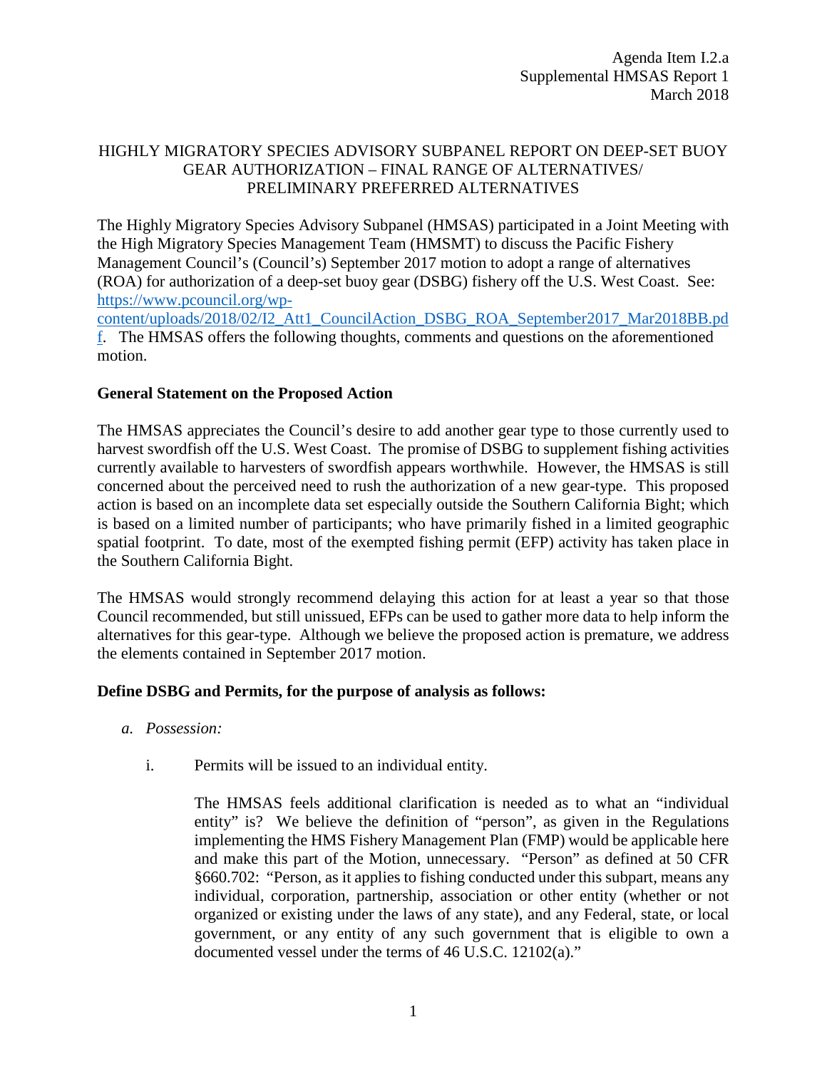Agenda Item I.2.a
Supplemental HMSAS Report 1
March 2018

# HIGHLY MIGRATORY SPECIES ADVISORY SUBPANEL REPORT ON DEEP-SET BUOY GEAR AUTHORIZATION – FINAL RANGE OF ALTERNATIVES/ PRELIMINARY PREFERRED ALTERNATIVES

The Highly Migratory Species Advisory Subpanel (HMSAS) participated in a Joint Meeting with the High Migratory Species Management Team (HMSMT) to discuss the Pacific Fishery Management Council's (Council's) September 2017 motion to adopt a range of alternatives (ROA) for authorization of a deep-set buoy gear (DSBG) fishery off the U.S. West Coast. See: https://www.pcouncil.org/wp-content/uploads/2018/02/I2_Att1_CouncilAction_DSBG_ROA_September2017_Mar2018BB.pdf. The HMSAS offers the following thoughts, comments and questions on the aforementioned motion.

**General Statement on the Proposed Action**

The HMSAS appreciates the Council's desire to add another gear type to those currently used to harvest swordfish off the U.S. West Coast. The promise of DSBG to supplement fishing activities currently available to harvesters of swordfish appears worthwhile. However, the HMSAS is still concerned about the perceived need to rush the authorization of a new gear-type. This proposed action is based on an incomplete data set especially outside the Southern California Bight; which is based on a limited number of participants; who have primarily fished in a limited geographic spatial footprint. To date, most of the exempted fishing permit (EFP) activity has taken place in the Southern California Bight.

The HMSAS would strongly recommend delaying this action for at least a year so that those Council recommended, but still unissued, EFPs can be used to gather more data to help inform the alternatives for this gear-type. Although we believe the proposed action is premature, we address the elements contained in September 2017 motion.

**Define DSBG and Permits, for the purpose of analysis as follows:**

a. *Possession:*

    i. Permits will be issued to an individual entity.

    The HMSAS feels additional clarification is needed as to what an "individual entity" is? We believe the definition of "person", as given in the Regulations implementing the HMS Fishery Management Plan (FMP) would be applicable here and make this part of the Motion, unnecessary. "Person" as defined at 50 CFR §660.702: "Person, as it applies to fishing conducted under this subpart, means any individual, corporation, partnership, association or other entity (whether or not organized or existing under the laws of any state), and any Federal, state, or local government, or any entity of any such government that is eligible to own a documented vessel under the terms of 46 U.S.C. 12102(a)."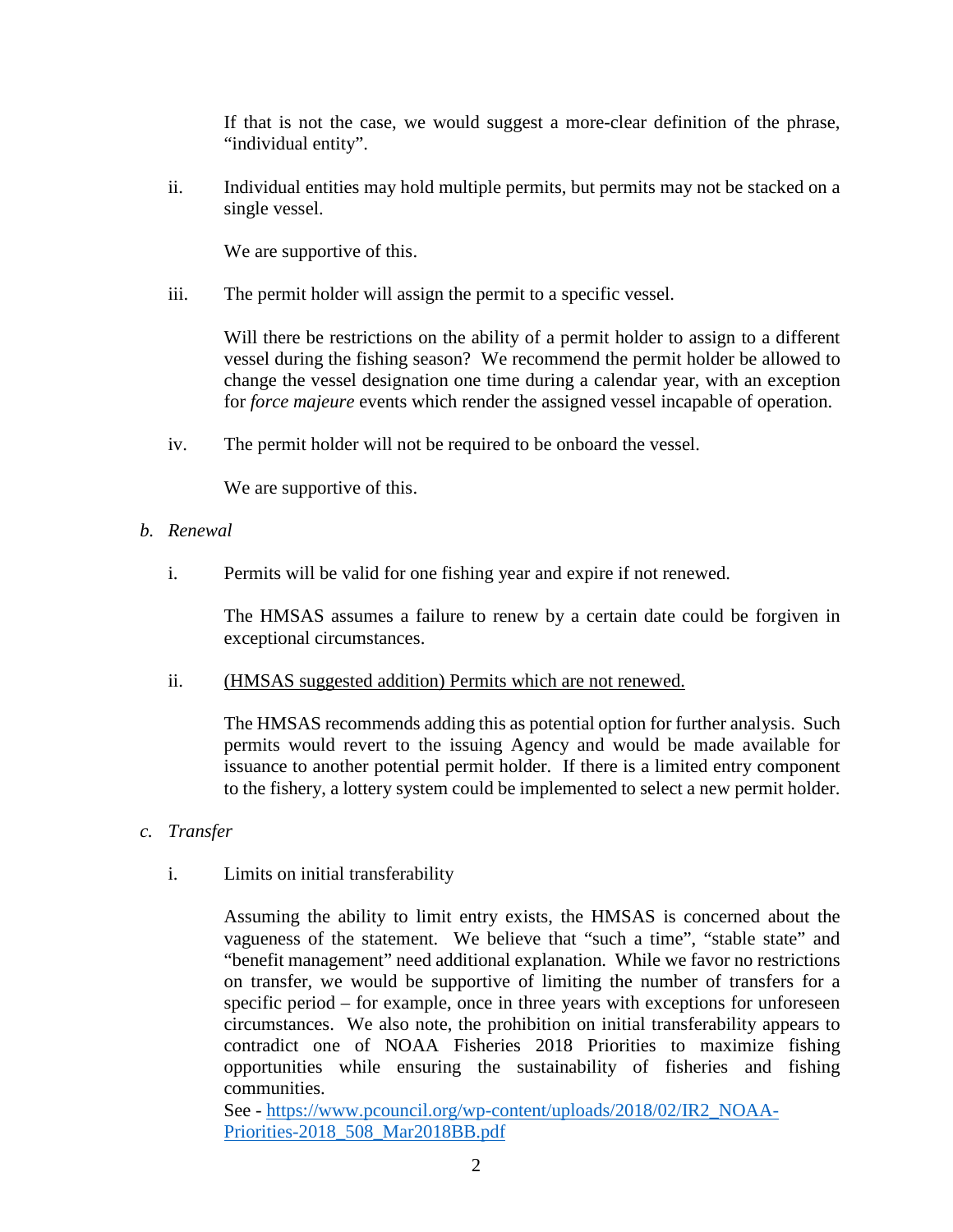If that is not the case, we would suggest a more-clear definition of the phrase, "individual entity".

ii. Individual entities may hold multiple permits, but permits may not be stacked on a single vessel.

We are supportive of this.

iii. The permit holder will assign the permit to a specific vessel.

Will there be restrictions on the ability of a permit holder to assign to a different vessel during the fishing season? We recommend the permit holder be allowed to change the vessel designation one time during a calendar year, with an exception for *force majeure* events which render the assigned vessel incapable of operation.

iv. The permit holder will not be required to be onboard the vessel.

We are supportive of this.

*b. Renewal*

i. Permits will be valid for one fishing year and expire if not renewed.

The HMSAS assumes a failure to renew by a certain date could be forgiven in exceptional circumstances.

ii. <u>(HMSAS suggested addition) Permits which are not renewed.</u>

The HMSAS recommends adding this as potential option for further analysis. Such permits would revert to the issuing Agency and would be made available for issuance to another potential permit holder. If there is a limited entry component to the fishery, a lottery system could be implemented to select a new permit holder.

*c. Transfer*

i. Limits on initial transferability

Assuming the ability to limit entry exists, the HMSAS is concerned about the vagueness of the statement. We believe that "such a time", "stable state" and "benefit management" need additional explanation. While we favor no restrictions on transfer, we would be supportive of limiting the number of transfers for a specific period – for example, once in three years with exceptions for unforeseen circumstances. We also note, the prohibition on initial transferability appears to contradict one of NOAA Fisheries 2018 Priorities to maximize fishing opportunities while ensuring the sustainability of fisheries and fishing communities.
See - [https://www.pcouncil.org/wp-content/uploads/2018/02/IR2_NOAA-Priorities-2018_508_Mar2018BB.pdf](https://www.pcouncil.org/wp-content/uploads/2018/02/IR2_NOAA-Priorities-2018_508_Mar2018BB.pdf)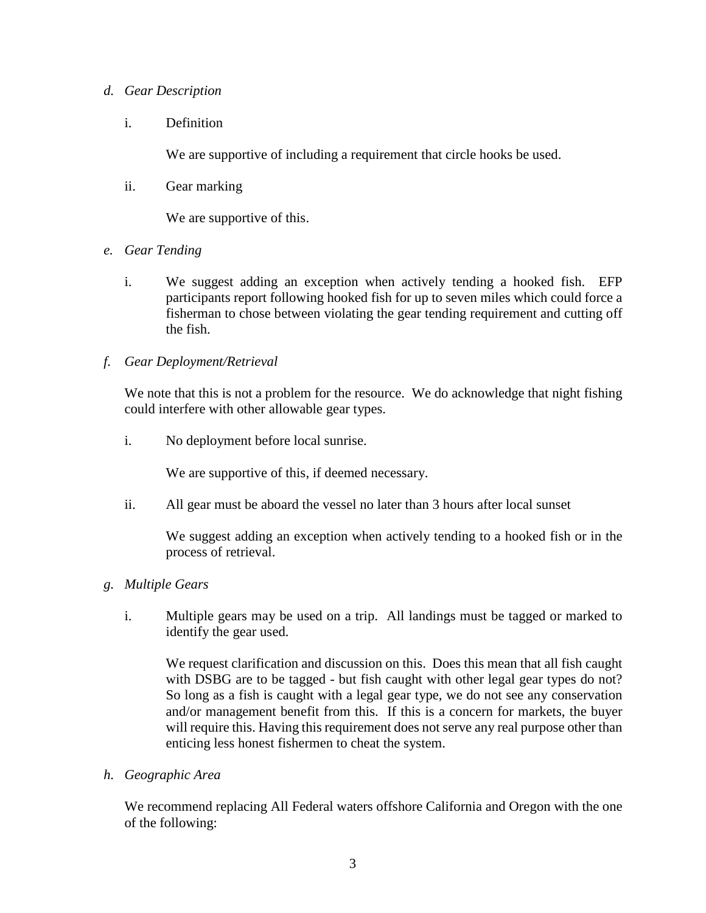*d. Gear Description*

i. Definition

We are supportive of including a requirement that circle hooks be used.

ii. Gear marking

We are supportive of this.

*e. Gear Tending*

i. We suggest adding an exception when actively tending a hooked fish. EFP participants report following hooked fish for up to seven miles which could force a fisherman to chose between violating the gear tending requirement and cutting off the fish.

*f. Gear Deployment/Retrieval*

We note that this is not a problem for the resource. We do acknowledge that night fishing could interfere with other allowable gear types.

i. No deployment before local sunrise.

We are supportive of this, if deemed necessary.

ii. All gear must be aboard the vessel no later than 3 hours after local sunset

We suggest adding an exception when actively tending to a hooked fish or in the process of retrieval.

*g. Multiple Gears*

i. Multiple gears may be used on a trip. All landings must be tagged or marked to identify the gear used.

We request clarification and discussion on this. Does this mean that all fish caught with DSBG are to be tagged - but fish caught with other legal gear types do not? So long as a fish is caught with a legal gear type, we do not see any conservation and/or management benefit from this. If this is a concern for markets, the buyer will require this. Having this requirement does not serve any real purpose other than enticing less honest fishermen to cheat the system.

*h. Geographic Area*

We recommend replacing All Federal waters offshore California and Oregon with the one of the following: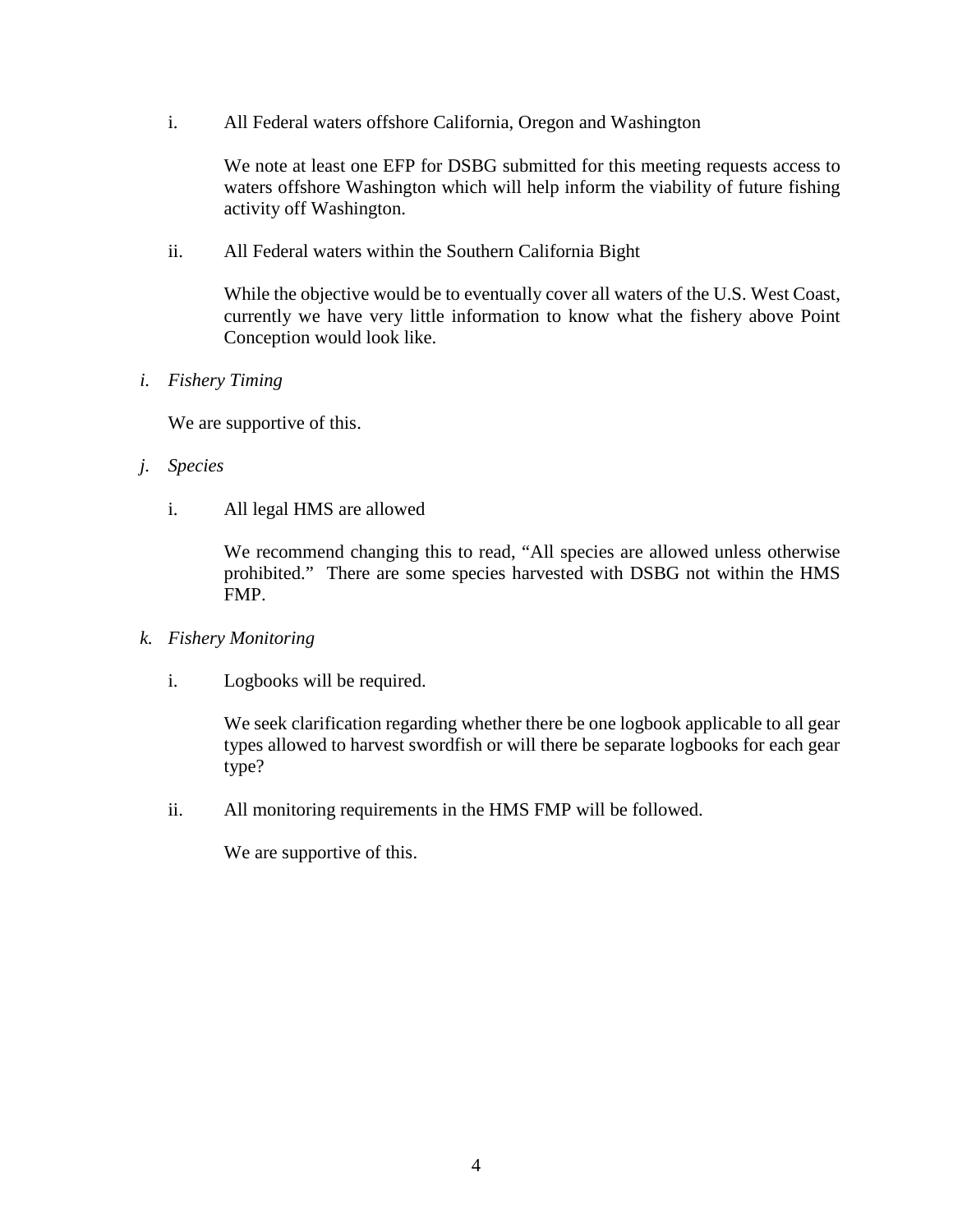i. All Federal waters offshore California, Oregon and Washington

   We note at least one EFP for DSBG submitted for this meeting requests access to waters offshore Washington which will help inform the viability of future fishing activity off Washington.

ii. All Federal waters within the Southern California Bight

   While the objective would be to eventually cover all waters of the U.S. West Coast, currently we have very little information to know what the fishery above Point Conception would look like.

*i. Fishery Timing*

We are supportive of this.

*j. Species*

i. All legal HMS are allowed

   We recommend changing this to read, "All species are allowed unless otherwise prohibited." There are some species harvested with DSBG not within the HMS FMP.

*k. Fishery Monitoring*

i. Logbooks will be required.

   We seek clarification regarding whether there be one logbook applicable to all gear types allowed to harvest swordfish or will there be separate logbooks for each gear type?

ii. All monitoring requirements in the HMS FMP will be followed.

   We are supportive of this.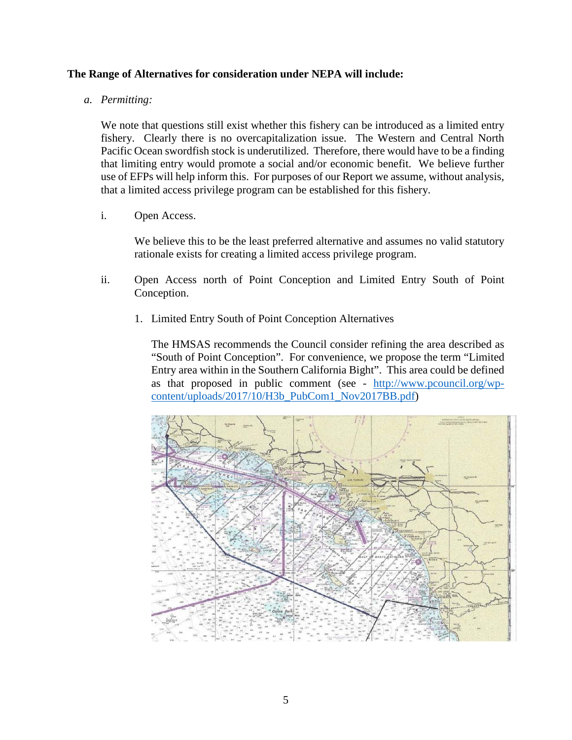**The Range of Alternatives for consideration under NEPA will include:**

*a. Permitting:*

We note that questions still exist whether this fishery can be introduced as a limited entry fishery. Clearly there is no overcapitalization issue. The Western and Central North Pacific Ocean swordfish stock is underutilized. Therefore, there would have to be a finding that limiting entry would promote a social and/or economic benefit. We believe further use of EFPs will help inform this. For purposes of our Report we assume, without analysis, that a limited access privilege program can be established for this fishery.

i. Open Access.

We believe this to be the least preferred alternative and assumes no valid statutory rationale exists for creating a limited access privilege program.

ii. Open Access north of Point Conception and Limited Entry South of Point Conception.

1. Limited Entry South of Point Conception Alternatives

The HMSAS recommends the Council consider refining the area described as "South of Point Conception". For convenience, we propose the term "Limited Entry area within in the Southern California Bight". This area could be defined as that proposed in public comment (see - [http://www.pcouncil.org/wp-content/uploads/2017/10/H3b_PubCom1_Nov2017BB.pdf](http://www.pcouncil.org/wp-content/uploads/2017/10/H3b_PubCom1_Nov2017BB.pdf))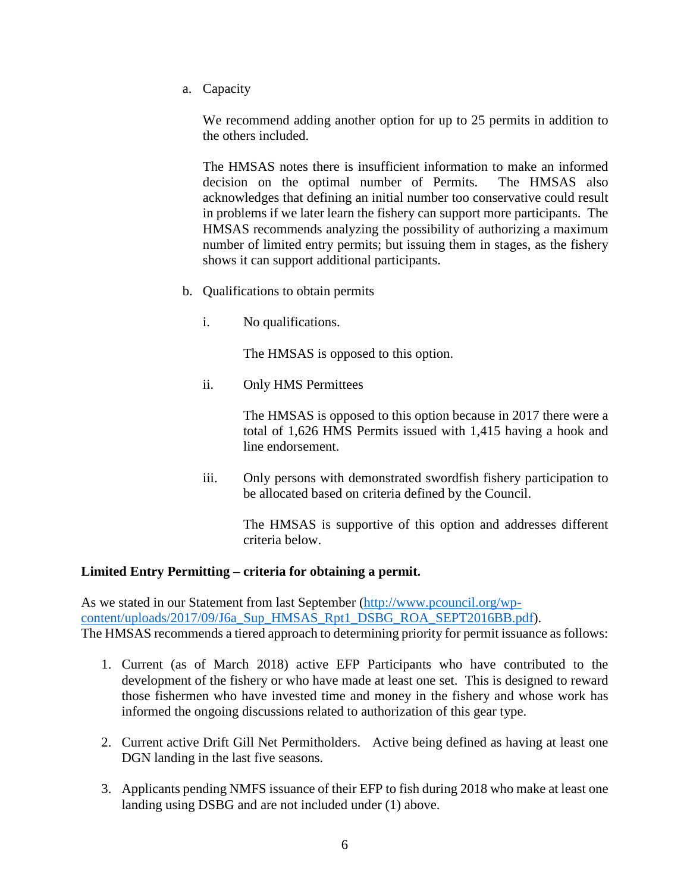a. Capacity

   We recommend adding another option for up to 25 permits in addition to the others included.

   The HMSAS notes there is insufficient information to make an informed decision on the optimal number of Permits. The HMSAS also acknowledges that defining an initial number too conservative could result in problems if we later learn the fishery can support more participants. The HMSAS recommends analyzing the possibility of authorizing a maximum number of limited entry permits; but issuing them in stages, as the fishery shows it can support additional participants.

b. Qualifications to obtain permits

   i. No qualifications.

      The HMSAS is opposed to this option.

   ii. Only HMS Permittees

      The HMSAS is opposed to this option because in 2017 there were a total of 1,626 HMS Permits issued with 1,415 having a hook and line endorsement.

   iii. Only persons with demonstrated swordfish fishery participation to be allocated based on criteria defined by the Council.

      The HMSAS is supportive of this option and addresses different criteria below.

**Limited Entry Permitting – criteria for obtaining a permit.**

As we stated in our Statement from last September (http://www.pcouncil.org/wp-content/uploads/2017/09/J6a_Sup_HMSAS_Rpt1_DSBG_ROA_SEPT2016BB.pdf). The HMSAS recommends a tiered approach to determining priority for permit issuance as follows:

1. Current (as of March 2018) active EFP Participants who have contributed to the development of the fishery or who have made at least one set. This is designed to reward those fishermen who have invested time and money in the fishery and whose work has informed the ongoing discussions related to authorization of this gear type.

2. Current active Drift Gill Net Permitholders. Active being defined as having at least one DGN landing in the last five seasons.

3. Applicants pending NMFS issuance of their EFP to fish during 2018 who make at least one landing using DSBG and are not included under (1) above.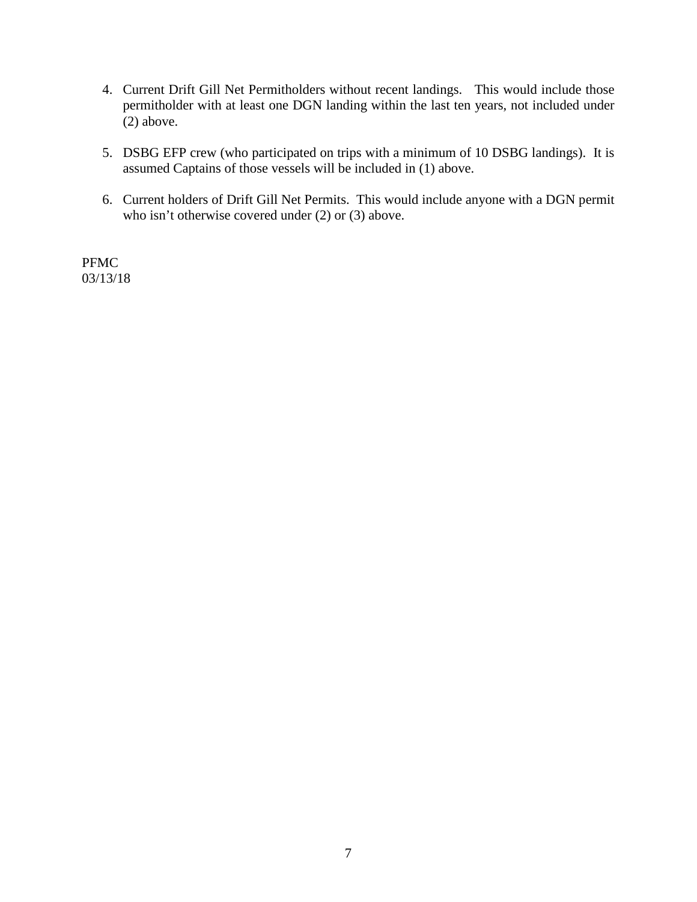4. Current Drift Gill Net Permitholders without recent landings. This would include those permitholder with at least one DGN landing within the last ten years, not included under (2) above.

5. DSBG EFP crew (who participated on trips with a minimum of 10 DSBG landings). It is assumed Captains of those vessels will be included in (1) above.

6. Current holders of Drift Gill Net Permits. This would include anyone with a DGN permit who isn't otherwise covered under (2) or (3) above.

PFMC
03/13/18